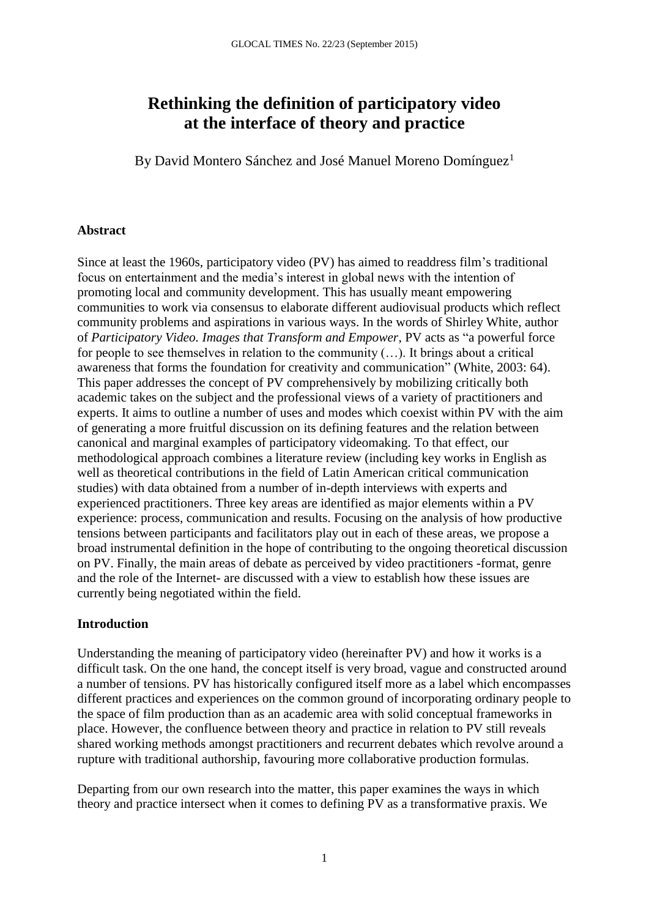# Rethinking the definition of participatory video at the interface of theory and practice

By David Montero Sánchez and José Manuel Moreno Domínguez[1]

## Abstract

Since at least the 1960s, participatory video (PV) has aimed to readdress film's traditional focus on entertainment and the media's interest in global news with the intention of promoting local and community development. This has usually meant empowering communities to work via consensus to elaborate different audiovisual products which reflect community problems and aspirations in various ways. In the words of Shirley White, author of *Participatory Video. Images that Transform and Empower*, PV acts as "a powerful force for people to see themselves in relation to the community (…). It brings about a critical awareness that forms the foundation for creativity and communication" (White, 2003: 64). This paper addresses the concept of PV comprehensively by mobilizing critically both academic takes on the subject and the professional views of a variety of practitioners and experts. It aims to outline a number of uses and modes which coexist within PV with the aim of generating a more fruitful discussion on its defining features and the relation between canonical and marginal examples of participatory videomaking. To that effect, our methodological approach combines a literature review (including key works in English as well as theoretical contributions in the field of Latin American critical communication studies) with data obtained from a number of in-depth interviews with experts and experienced practitioners. Three key areas are identified as major elements within a PV experience: process, communication and results. Focusing on the analysis of how productive tensions between participants and facilitators play out in each of these areas, we propose a broad instrumental definition in the hope of contributing to the ongoing theoretical discussion on PV. Finally, the main areas of debate as perceived by video practitioners -format, genre and the role of the Internet- are discussed with a view to establish how these issues are currently being negotiated within the field.

## Introduction

Understanding the meaning of participatory video (hereinafter PV) and how it works is a difficult task. On the one hand, the concept itself is very broad, vague and constructed around a number of tensions. PV has historically configured itself more as a label which encompasses different practices and experiences on the common ground of incorporating ordinary people to the space of film production than as an academic area with solid conceptual frameworks in place. However, the confluence between theory and practice in relation to PV still reveals shared working methods amongst practitioners and recurrent debates which revolve around a rupture with traditional authorship, favouring more collaborative production formulas.

Departing from our own research into the matter, this paper examines the ways in which theory and practice intersect when it comes to defining PV as a transformative praxis. We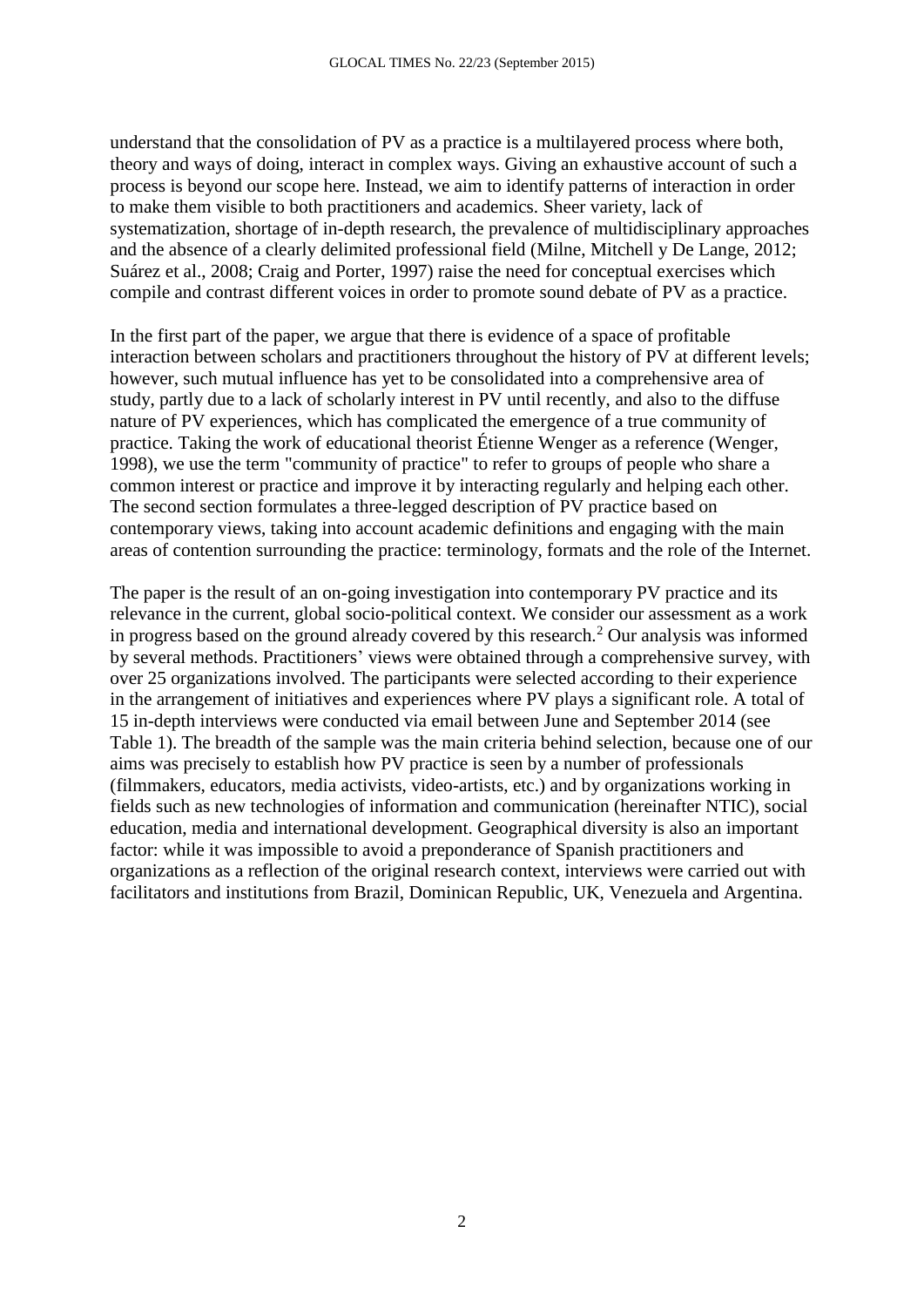understand that the consolidation of PV as a practice is a multilayered process where both, theory and ways of doing, interact in complex ways. Giving an exhaustive account of such a process is beyond our scope here. Instead, we aim to identify patterns of interaction in order to make them visible to both practitioners and academics. Sheer variety, lack of systematization, shortage of in-depth research, the prevalence of multidisciplinary approaches and the absence of a clearly delimited professional field (Milne, Mitchell y De Lange, 2012; Suárez et al., 2008; Craig and Porter, 1997) raise the need for conceptual exercises which compile and contrast different voices in order to promote sound debate of PV as a practice.

In the first part of the paper, we argue that there is evidence of a space of profitable interaction between scholars and practitioners throughout the history of PV at different levels; however, such mutual influence has yet to be consolidated into a comprehensive area of study, partly due to a lack of scholarly interest in PV until recently, and also to the diffuse nature of PV experiences, which has complicated the emergence of a true community of practice. Taking the work of educational theorist Étienne Wenger as a reference (Wenger, 1998), we use the term "community of practice" to refer to groups of people who share a common interest or practice and improve it by interacting regularly and helping each other. The second section formulates a three-legged description of PV practice based on contemporary views, taking into account academic definitions and engaging with the main areas of contention surrounding the practice: terminology, formats and the role of the Internet.

The paper is the result of an on-going investigation into contemporary PV practice and its relevance in the current, global socio-political context. We consider our assessment as a work in progress based on the ground already covered by this research.[2] Our analysis was informed by several methods. Practitioners' views were obtained through a comprehensive survey, with over 25 organizations involved. The participants were selected according to their experience in the arrangement of initiatives and experiences where PV plays a significant role. A total of 15 in-depth interviews were conducted via email between June and September 2014 (see Table 1). The breadth of the sample was the main criteria behind selection, because one of our aims was precisely to establish how PV practice is seen by a number of professionals (filmmakers, educators, media activists, video-artists, etc.) and by organizations working in fields such as new technologies of information and communication (hereinafter NTIC), social education, media and international development. Geographical diversity is also an important factor: while it was impossible to avoid a preponderance of Spanish practitioners and organizations as a reflection of the original research context, interviews were carried out with facilitators and institutions from Brazil, Dominican Republic, UK, Venezuela and Argentina.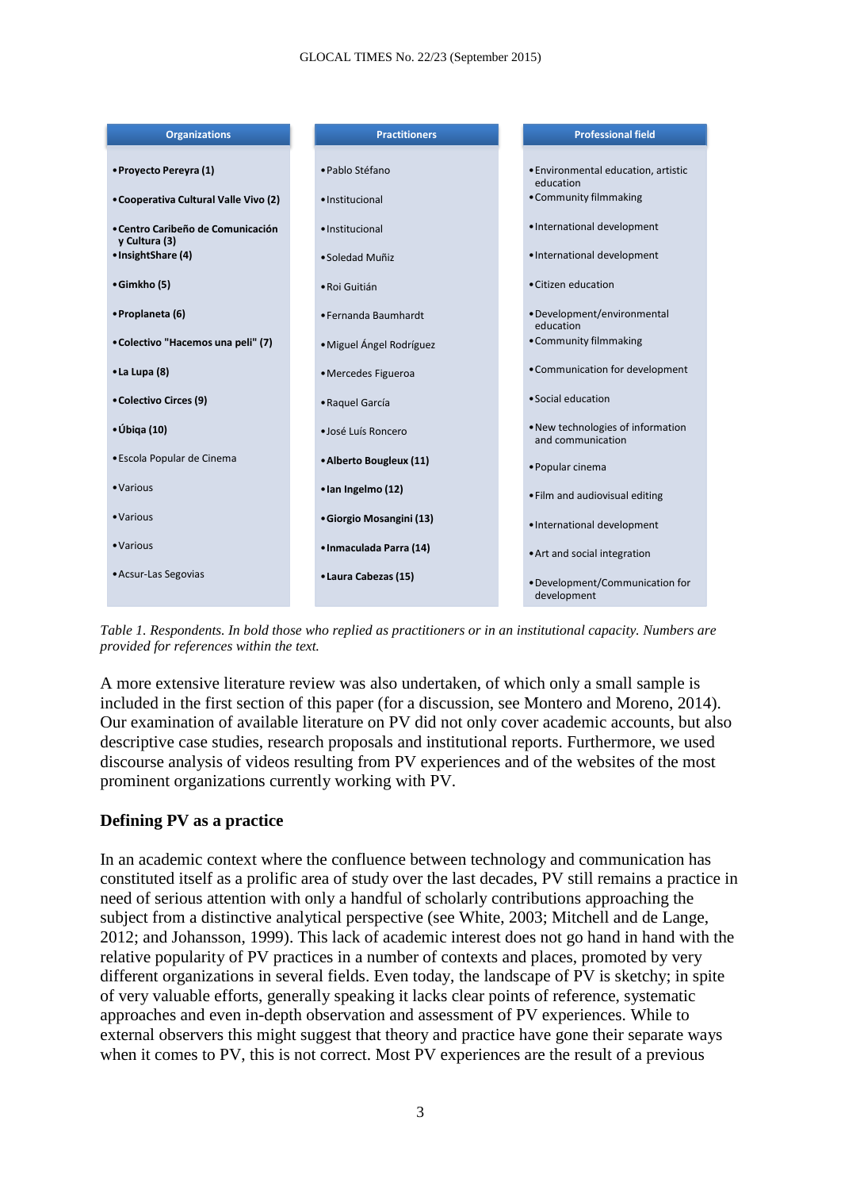| Organizations | Practitioners | Professional field |
|---|---|---|
| **Proyecto Pereyra (1)** | Pablo Stéfano | Environmental education, artistic education |
| **Cooperativa Cultural Valle Vivo (2)** | Institucional | Community filmmaking |
| **Centro Caribeño de Comunicación y Cultura (3)** | Institucional | International development |
| **InsightShare (4)** | Soledad Muñiz | International development |
| **Gimkho (5)** | Roi Guitián | Citizen education |
| **Proplaneta (6)** | Fernanda Baumhardt | Development/environmental education |
| **Colectivo "Hacemos una peli" (7)** | Miguel Ángel Rodríguez | Community filmmaking |
| **La Lupa (8)** | Mercedes Figueroa | Communication for development |
| **Colectivo Circes (9)** | Raquel García | Social education |
| **Úbiqa (10)** | José Luís Roncero | New technologies of information and communication |
| Escola Popular de Cinema | **Alberto Bougleux (11)** | Popular cinema |
| Various | **Ian Ingelmo (12)** | Film and audiovisual editing |
| Various | **Giorgio Mosangini (13)** | International development |
| Various | **Inmaculada Parra (14)** | Art and social integration |
| Acsur-Las Segovias | **Laura Cabezas (15)** | Development/Communication for development |

*Table 1. Respondents. In bold those who replied as practitioners or in an institutional capacity. Numbers are provided for references within the text.*

A more extensive literature review was also undertaken, of which only a small sample is included in the first section of this paper (for a discussion, see Montero and Moreno, 2014). Our examination of available literature on PV did not only cover academic accounts, but also descriptive case studies, research proposals and institutional reports. Furthermore, we used discourse analysis of videos resulting from PV experiences and of the websites of the most prominent organizations currently working with PV.

## Defining PV as a practice

In an academic context where the confluence between technology and communication has constituted itself as a prolific area of study over the last decades, PV still remains a practice in need of serious attention with only a handful of scholarly contributions approaching the subject from a distinctive analytical perspective (see White, 2003; Mitchell and de Lange, 2012; and Johansson, 1999). This lack of academic interest does not go hand in hand with the relative popularity of PV practices in a number of contexts and places, promoted by very different organizations in several fields. Even today, the landscape of PV is sketchy; in spite of very valuable efforts, generally speaking it lacks clear points of reference, systematic approaches and even in-depth observation and assessment of PV experiences. While to external observers this might suggest that theory and practice have gone their separate ways when it comes to PV, this is not correct. Most PV experiences are the result of a previous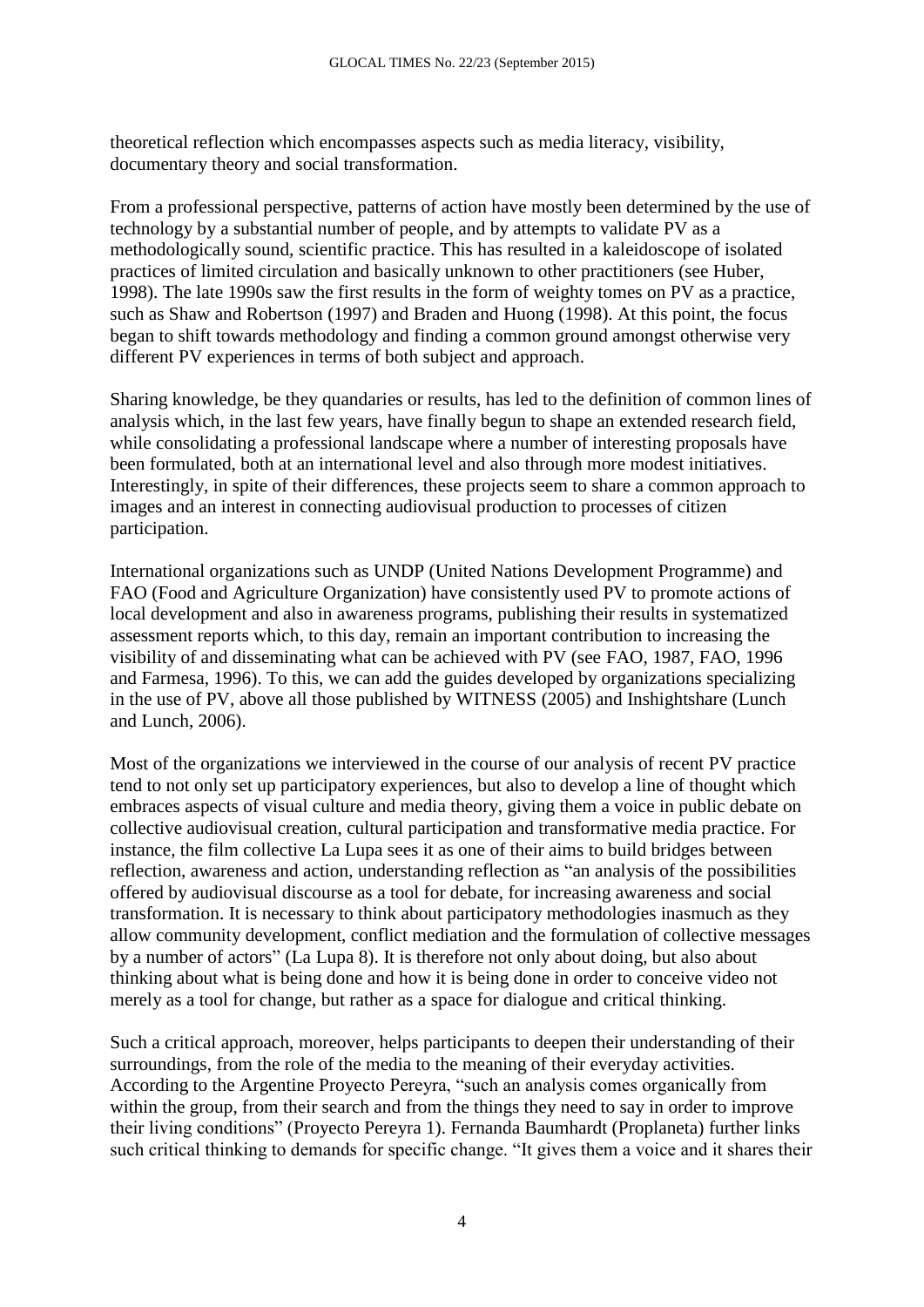theoretical reflection which encompasses aspects such as media literacy, visibility, documentary theory and social transformation.

From a professional perspective, patterns of action have mostly been determined by the use of technology by a substantial number of people, and by attempts to validate PV as a methodologically sound, scientific practice. This has resulted in a kaleidoscope of isolated practices of limited circulation and basically unknown to other practitioners (see Huber, 1998). The late 1990s saw the first results in the form of weighty tomes on PV as a practice, such as Shaw and Robertson (1997) and Braden and Huong (1998). At this point, the focus began to shift towards methodology and finding a common ground amongst otherwise very different PV experiences in terms of both subject and approach.

Sharing knowledge, be they quandaries or results, has led to the definition of common lines of analysis which, in the last few years, have finally begun to shape an extended research field, while consolidating a professional landscape where a number of interesting proposals have been formulated, both at an international level and also through more modest initiatives. Interestingly, in spite of their differences, these projects seem to share a common approach to images and an interest in connecting audiovisual production to processes of citizen participation.

International organizations such as UNDP (United Nations Development Programme) and FAO (Food and Agriculture Organization) have consistently used PV to promote actions of local development and also in awareness programs, publishing their results in systematized assessment reports which, to this day, remain an important contribution to increasing the visibility of and disseminating what can be achieved with PV (see FAO, 1987, FAO, 1996 and Farmesa, 1996). To this, we can add the guides developed by organizations specializing in the use of PV, above all those published by WITNESS (2005) and Inshightshare (Lunch and Lunch, 2006).

Most of the organizations we interviewed in the course of our analysis of recent PV practice tend to not only set up participatory experiences, but also to develop a line of thought which embraces aspects of visual culture and media theory, giving them a voice in public debate on collective audiovisual creation, cultural participation and transformative media practice. For instance, the film collective La Lupa sees it as one of their aims to build bridges between reflection, awareness and action, understanding reflection as "an analysis of the possibilities offered by audiovisual discourse as a tool for debate, for increasing awareness and social transformation. It is necessary to think about participatory methodologies inasmuch as they allow community development, conflict mediation and the formulation of collective messages by a number of actors" (La Lupa 8). It is therefore not only about doing, but also about thinking about what is being done and how it is being done in order to conceive video not merely as a tool for change, but rather as a space for dialogue and critical thinking.

Such a critical approach, moreover, helps participants to deepen their understanding of their surroundings, from the role of the media to the meaning of their everyday activities. According to the Argentine Proyecto Pereyra, "such an analysis comes organically from within the group, from their search and from the things they need to say in order to improve their living conditions" (Proyecto Pereyra 1). Fernanda Baumhardt (Proplaneta) further links such critical thinking to demands for specific change. "It gives them a voice and it shares their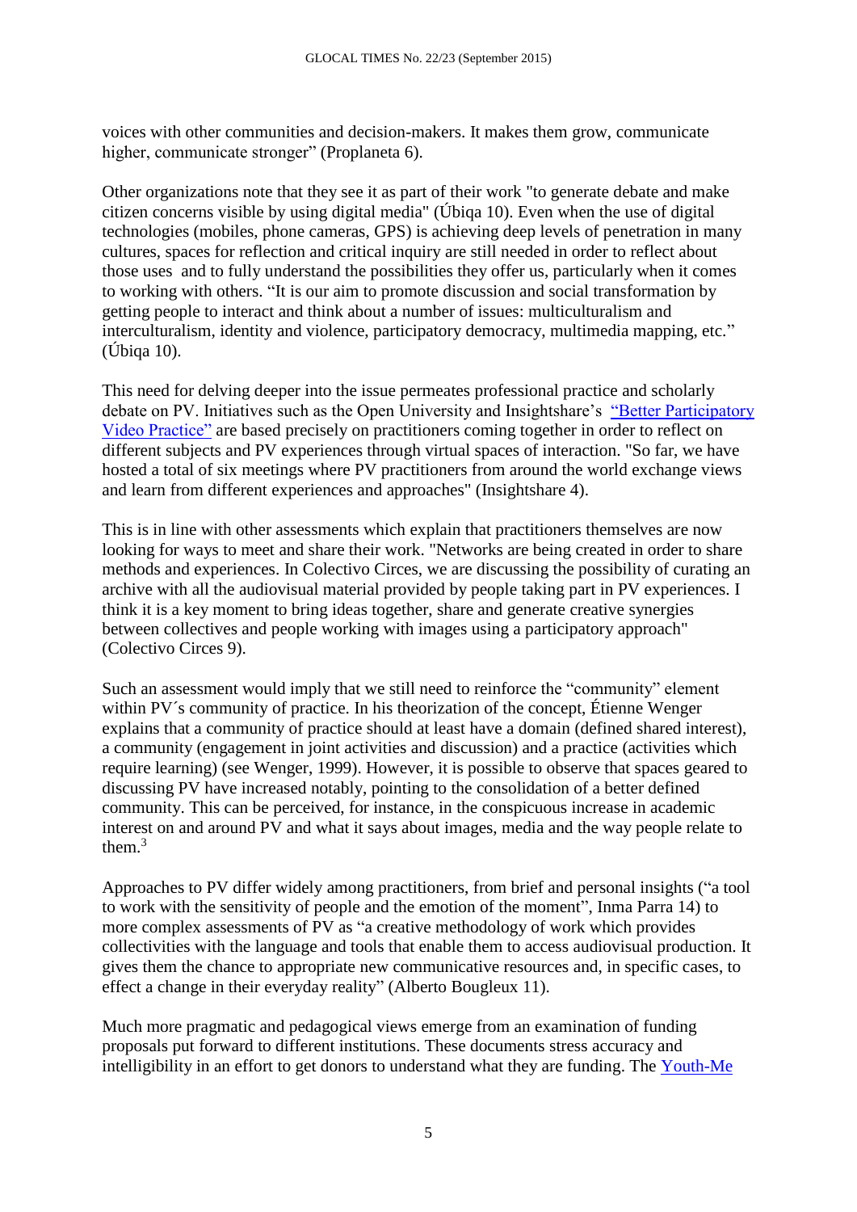voices with other communities and decision-makers. It makes them grow, communicate higher, communicate stronger" (Proplaneta 6).

Other organizations note that they see it as part of their work "to generate debate and make citizen concerns visible by using digital media" (Úbiqa 10). Even when the use of digital technologies (mobiles, phone cameras, GPS) is achieving deep levels of penetration in many cultures, spaces for reflection and critical inquiry are still needed in order to reflect about those uses and to fully understand the possibilities they offer us, particularly when it comes to working with others. "It is our aim to promote discussion and social transformation by getting people to interact and think about a number of issues: multiculturalism and interculturalism, identity and violence, participatory democracy, multimedia mapping, etc." (Úbiqa 10).

This need for delving deeper into the issue permeates professional practice and scholarly debate on PV. Initiatives such as the Open University and Insightshare's ["Better Participatory Video Practice"]() are based precisely on practitioners coming together in order to reflect on different subjects and PV experiences through virtual spaces of interaction. "So far, we have hosted a total of six meetings where PV practitioners from around the world exchange views and learn from different experiences and approaches" (Insightshare 4).

This is in line with other assessments which explain that practitioners themselves are now looking for ways to meet and share their work. "Networks are being created in order to share methods and experiences. In Colectivo Circes, we are discussing the possibility of curating an archive with all the audiovisual material provided by people taking part in PV experiences. I think it is a key moment to bring ideas together, share and generate creative synergies between collectives and people working with images using a participatory approach" (Colectivo Circes 9).

Such an assessment would imply that we still need to reinforce the "community" element within PV´s community of practice. In his theorization of the concept, Étienne Wenger explains that a community of practice should at least have a domain (defined shared interest), a community (engagement in joint activities and discussion) and a practice (activities which require learning) (see Wenger, 1999). However, it is possible to observe that spaces geared to discussing PV have increased notably, pointing to the consolidation of a better defined community. This can be perceived, for instance, in the conspicuous increase in academic interest on and around PV and what it says about images, media and the way people relate to them.[3]

Approaches to PV differ widely among practitioners, from brief and personal insights ("a tool to work with the sensitivity of people and the emotion of the moment", Inma Parra 14) to more complex assessments of PV as "a creative methodology of work which provides collectivities with the language and tools that enable them to access audiovisual production. It gives them the chance to appropriate new communicative resources and, in specific cases, to effect a change in their everyday reality" (Alberto Bougleux 11).

Much more pragmatic and pedagogical views emerge from an examination of funding proposals put forward to different institutions. These documents stress accuracy and intelligibility in an effort to get donors to understand what they are funding. The [Youth-Me]()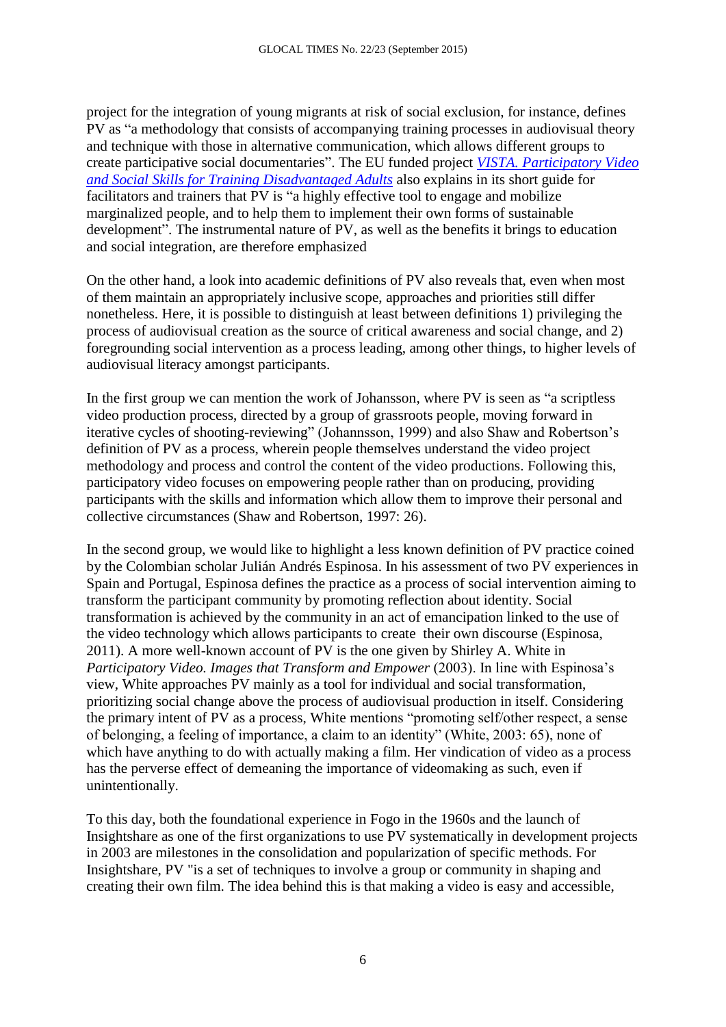project for the integration of young migrants at risk of social exclusion, for instance, defines PV as "a methodology that consists of accompanying training processes in audiovisual theory and technique with those in alternative communication, which allows different groups to create participative social documentaries". The EU funded project *VISTA. Participatory Video and Social Skills for Training Disadvantaged Adults* also explains in its short guide for facilitators and trainers that PV is "a highly effective tool to engage and mobilize marginalized people, and to help them to implement their own forms of sustainable development". The instrumental nature of PV, as well as the benefits it brings to education and social integration, are therefore emphasized

On the other hand, a look into academic definitions of PV also reveals that, even when most of them maintain an appropriately inclusive scope, approaches and priorities still differ nonetheless. Here, it is possible to distinguish at least between definitions 1) privileging the process of audiovisual creation as the source of critical awareness and social change, and 2) foregrounding social intervention as a process leading, among other things, to higher levels of audiovisual literacy amongst participants.

In the first group we can mention the work of Johansson, where PV is seen as "a scriptless video production process, directed by a group of grassroots people, moving forward in iterative cycles of shooting-reviewing" (Johannsson, 1999) and also Shaw and Robertson's definition of PV as a process, wherein people themselves understand the video project methodology and process and control the content of the video productions. Following this, participatory video focuses on empowering people rather than on producing, providing participants with the skills and information which allow them to improve their personal and collective circumstances (Shaw and Robertson, 1997: 26).

In the second group, we would like to highlight a less known definition of PV practice coined by the Colombian scholar Julián Andrés Espinosa. In his assessment of two PV experiences in Spain and Portugal, Espinosa defines the practice as a process of social intervention aiming to transform the participant community by promoting reflection about identity. Social transformation is achieved by the community in an act of emancipation linked to the use of the video technology which allows participants to create their own discourse (Espinosa, 2011). A more well-known account of PV is the one given by Shirley A. White in *Participatory Video. Images that Transform and Empower* (2003). In line with Espinosa's view, White approaches PV mainly as a tool for individual and social transformation, prioritizing social change above the process of audiovisual production in itself. Considering the primary intent of PV as a process, White mentions "promoting self/other respect, a sense of belonging, a feeling of importance, a claim to an identity" (White, 2003: 65), none of which have anything to do with actually making a film. Her vindication of video as a process has the perverse effect of demeaning the importance of videomaking as such, even if unintentionally.

To this day, both the foundational experience in Fogo in the 1960s and the launch of Insightshare as one of the first organizations to use PV systematically in development projects in 2003 are milestones in the consolidation and popularization of specific methods. For Insightshare, PV "is a set of techniques to involve a group or community in shaping and creating their own film. The idea behind this is that making a video is easy and accessible,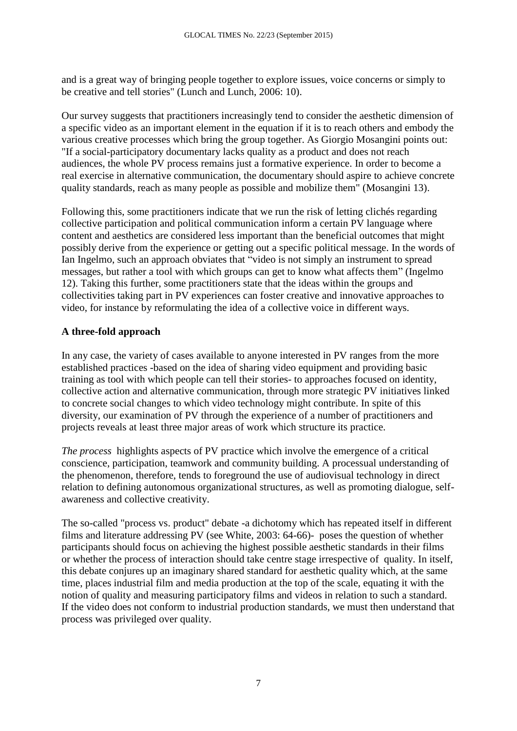and is a great way of bringing people together to explore issues, voice concerns or simply to be creative and tell stories" (Lunch and Lunch, 2006: 10).

Our survey suggests that practitioners increasingly tend to consider the aesthetic dimension of a specific video as an important element in the equation if it is to reach others and embody the various creative processes which bring the group together. As Giorgio Mosangini points out: "If a social-participatory documentary lacks quality as a product and does not reach audiences, the whole PV process remains just a formative experience. In order to become a real exercise in alternative communication, the documentary should aspire to achieve concrete quality standards, reach as many people as possible and mobilize them" (Mosangini 13).

Following this, some practitioners indicate that we run the risk of letting clichés regarding collective participation and political communication inform a certain PV language where content and aesthetics are considered less important than the beneficial outcomes that might possibly derive from the experience or getting out a specific political message. In the words of Ian Ingelmo, such an approach obviates that "video is not simply an instrument to spread messages, but rather a tool with which groups can get to know what affects them" (Ingelmo 12). Taking this further, some practitioners state that the ideas within the groups and collectivities taking part in PV experiences can foster creative and innovative approaches to video, for instance by reformulating the idea of a collective voice in different ways.

**A three-fold approach**

In any case, the variety of cases available to anyone interested in PV ranges from the more established practices -based on the idea of sharing video equipment and providing basic training as tool with which people can tell their stories- to approaches focused on identity, collective action and alternative communication, through more strategic PV initiatives linked to concrete social changes to which video technology might contribute. In spite of this diversity, our examination of PV through the experience of a number of practitioners and projects reveals at least three major areas of work which structure its practice.

*The process* highlights aspects of PV practice which involve the emergence of a critical conscience, participation, teamwork and community building. A processual understanding of the phenomenon, therefore, tends to foreground the use of audiovisual technology in direct relation to defining autonomous organizational structures, as well as promoting dialogue, self-awareness and collective creativity.

The so-called "process vs. product" debate -a dichotomy which has repeated itself in different films and literature addressing PV (see White, 2003: 64-66)- poses the question of whether participants should focus on achieving the highest possible aesthetic standards in their films or whether the process of interaction should take centre stage irrespective of quality. In itself, this debate conjures up an imaginary shared standard for aesthetic quality which, at the same time, places industrial film and media production at the top of the scale, equating it with the notion of quality and measuring participatory films and videos in relation to such a standard. If the video does not conform to industrial production standards, we must then understand that process was privileged over quality.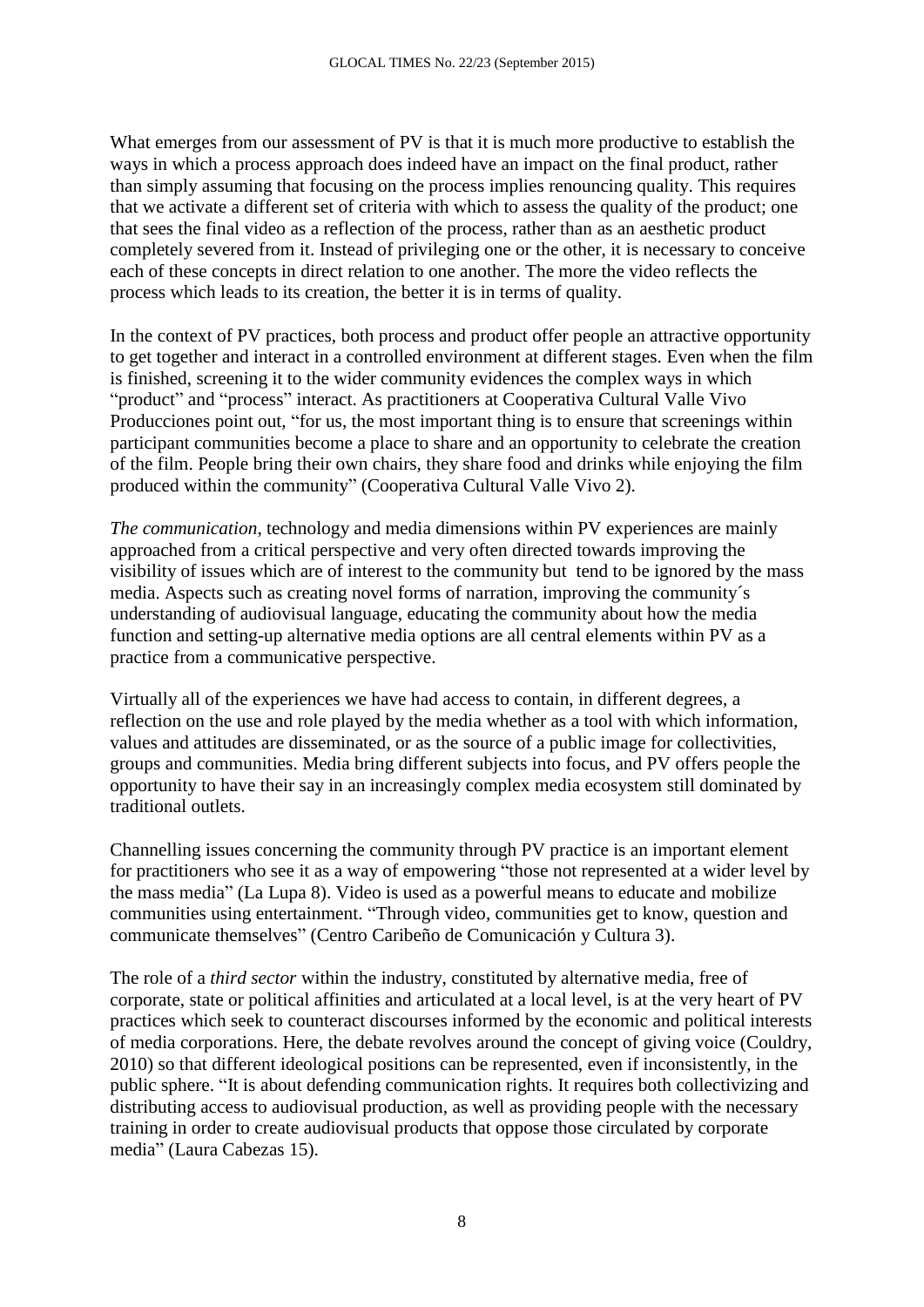What emerges from our assessment of PV is that it is much more productive to establish the ways in which a process approach does indeed have an impact on the final product, rather than simply assuming that focusing on the process implies renouncing quality. This requires that we activate a different set of criteria with which to assess the quality of the product; one that sees the final video as a reflection of the process, rather than as an aesthetic product completely severed from it. Instead of privileging one or the other, it is necessary to conceive each of these concepts in direct relation to one another. The more the video reflects the process which leads to its creation, the better it is in terms of quality.

In the context of PV practices, both process and product offer people an attractive opportunity to get together and interact in a controlled environment at different stages. Even when the film is finished, screening it to the wider community evidences the complex ways in which "product" and "process" interact. As practitioners at Cooperativa Cultural Valle Vivo Producciones point out, "for us, the most important thing is to ensure that screenings within participant communities become a place to share and an opportunity to celebrate the creation of the film. People bring their own chairs, they share food and drinks while enjoying the film produced within the community" (Cooperativa Cultural Valle Vivo 2).

*The communication*, technology and media dimensions within PV experiences are mainly approached from a critical perspective and very often directed towards improving the visibility of issues which are of interest to the community but tend to be ignored by the mass media. Aspects such as creating novel forms of narration, improving the community´s understanding of audiovisual language, educating the community about how the media function and setting-up alternative media options are all central elements within PV as a practice from a communicative perspective.

Virtually all of the experiences we have had access to contain, in different degrees, a reflection on the use and role played by the media whether as a tool with which information, values and attitudes are disseminated, or as the source of a public image for collectivities, groups and communities. Media bring different subjects into focus, and PV offers people the opportunity to have their say in an increasingly complex media ecosystem still dominated by traditional outlets.

Channelling issues concerning the community through PV practice is an important element for practitioners who see it as a way of empowering "those not represented at a wider level by the mass media" (La Lupa 8). Video is used as a powerful means to educate and mobilize communities using entertainment. "Through video, communities get to know, question and communicate themselves" (Centro Caribeño de Comunicación y Cultura 3).

The role of a *third sector* within the industry, constituted by alternative media, free of corporate, state or political affinities and articulated at a local level, is at the very heart of PV practices which seek to counteract discourses informed by the economic and political interests of media corporations. Here, the debate revolves around the concept of giving voice (Couldry, 2010) so that different ideological positions can be represented, even if inconsistently, in the public sphere. "It is about defending communication rights. It requires both collectivizing and distributing access to audiovisual production, as well as providing people with the necessary training in order to create audiovisual products that oppose those circulated by corporate media" (Laura Cabezas 15).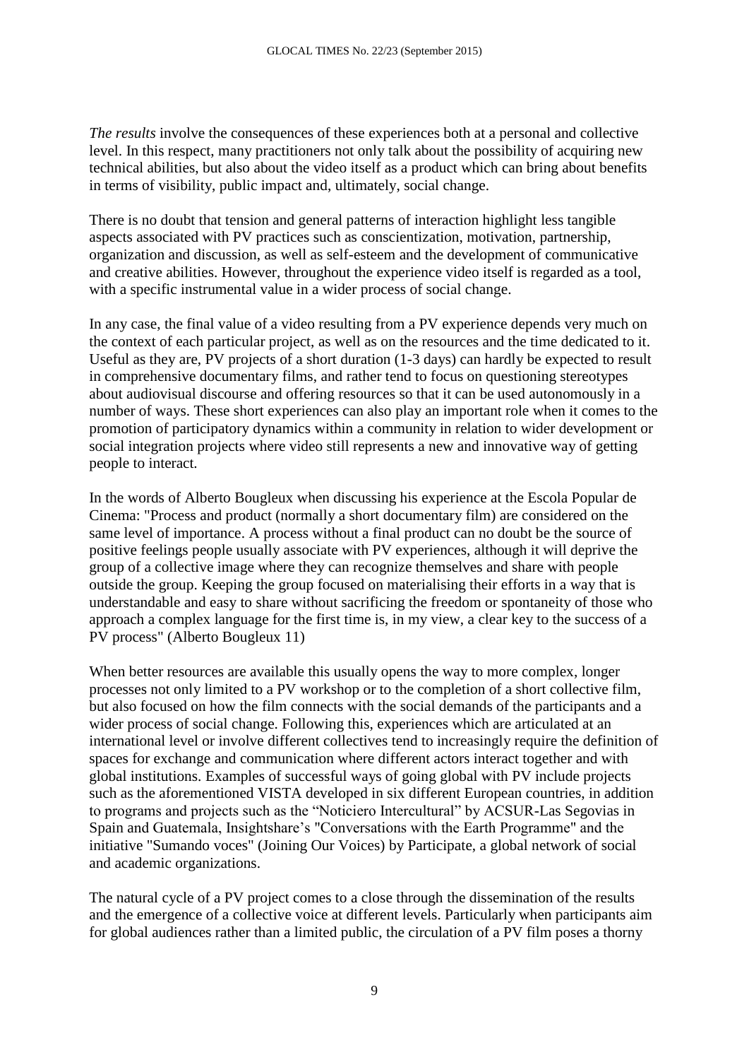*The results* involve the consequences of these experiences both at a personal and collective level. In this respect, many practitioners not only talk about the possibility of acquiring new technical abilities, but also about the video itself as a product which can bring about benefits in terms of visibility, public impact and, ultimately, social change.

There is no doubt that tension and general patterns of interaction highlight less tangible aspects associated with PV practices such as conscientization, motivation, partnership, organization and discussion, as well as self-esteem and the development of communicative and creative abilities. However, throughout the experience video itself is regarded as a tool, with a specific instrumental value in a wider process of social change.

In any case, the final value of a video resulting from a PV experience depends very much on the context of each particular project, as well as on the resources and the time dedicated to it. Useful as they are, PV projects of a short duration (1-3 days) can hardly be expected to result in comprehensive documentary films, and rather tend to focus on questioning stereotypes about audiovisual discourse and offering resources so that it can be used autonomously in a number of ways. These short experiences can also play an important role when it comes to the promotion of participatory dynamics within a community in relation to wider development or social integration projects where video still represents a new and innovative way of getting people to interact.

In the words of Alberto Bougleux when discussing his experience at the Escola Popular de Cinema: "Process and product (normally a short documentary film) are considered on the same level of importance. A process without a final product can no doubt be the source of positive feelings people usually associate with PV experiences, although it will deprive the group of a collective image where they can recognize themselves and share with people outside the group. Keeping the group focused on materialising their efforts in a way that is understandable and easy to share without sacrificing the freedom or spontaneity of those who approach a complex language for the first time is, in my view, a clear key to the success of a PV process" (Alberto Bougleux 11)

When better resources are available this usually opens the way to more complex, longer processes not only limited to a PV workshop or to the completion of a short collective film, but also focused on how the film connects with the social demands of the participants and a wider process of social change. Following this, experiences which are articulated at an international level or involve different collectives tend to increasingly require the definition of spaces for exchange and communication where different actors interact together and with global institutions. Examples of successful ways of going global with PV include projects such as the aforementioned VISTA developed in six different European countries, in addition to programs and projects such as the "Noticiero Intercultural" by ACSUR-Las Segovias in Spain and Guatemala, Insightshare's "Conversations with the Earth Programme" and the initiative "Sumando voces" (Joining Our Voices) by Participate, a global network of social and academic organizations.

The natural cycle of a PV project comes to a close through the dissemination of the results and the emergence of a collective voice at different levels. Particularly when participants aim for global audiences rather than a limited public, the circulation of a PV film poses a thorny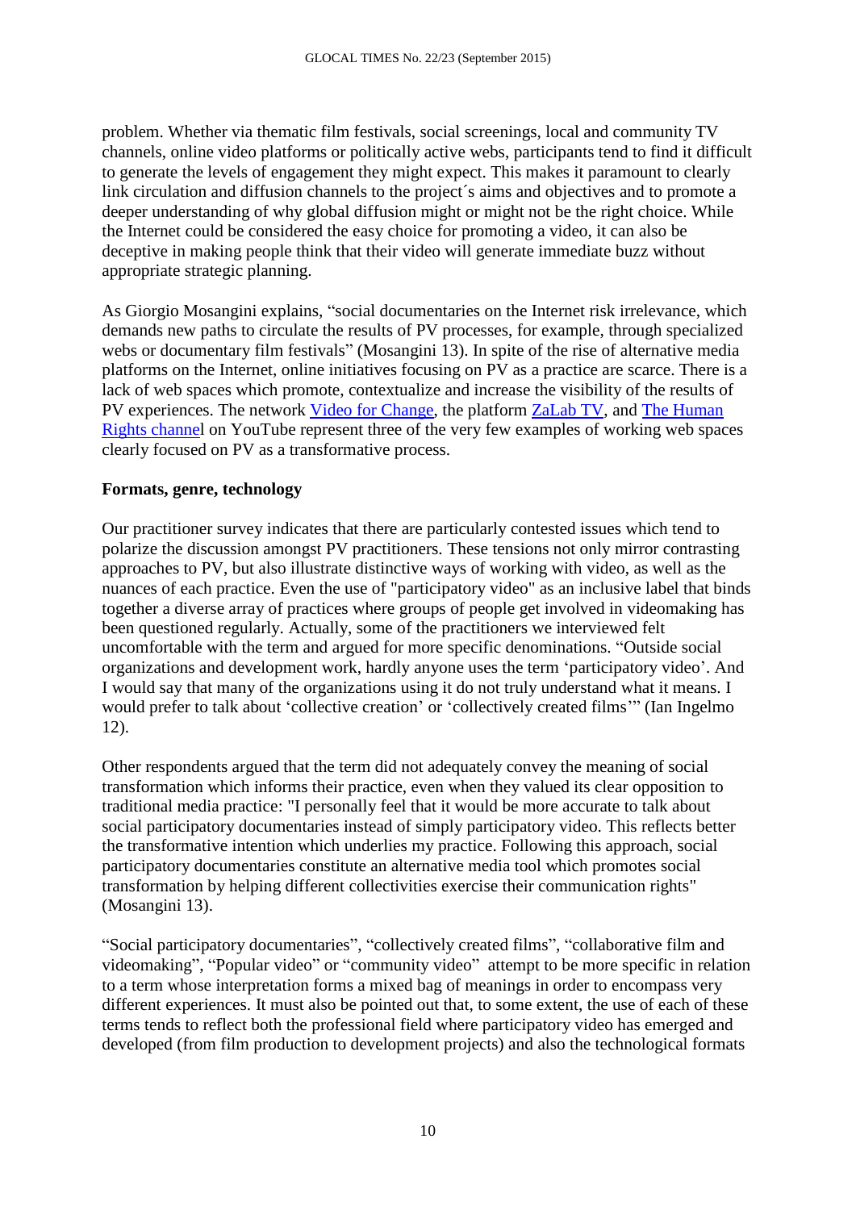problem. Whether via thematic film festivals, social screenings, local and community TV channels, online video platforms or politically active webs, participants tend to find it difficult to generate the levels of engagement they might expect. This makes it paramount to clearly link circulation and diffusion channels to the project´s aims and objectives and to promote a deeper understanding of why global diffusion might or might not be the right choice. While the Internet could be considered the easy choice for promoting a video, it can also be deceptive in making people think that their video will generate immediate buzz without appropriate strategic planning.

As Giorgio Mosangini explains, "social documentaries on the Internet risk irrelevance, which demands new paths to circulate the results of PV processes, for example, through specialized webs or documentary film festivals" (Mosangini 13). In spite of the rise of alternative media platforms on the Internet, online initiatives focusing on PV as a practice are scarce. There is a lack of web spaces which promote, contextualize and increase the visibility of the results of PV experiences. The network Video for Change, the platform ZaLab TV, and The Human Rights channel on YouTube represent three of the very few examples of working web spaces clearly focused on PV as a transformative process.

**Formats, genre, technology**

Our practitioner survey indicates that there are particularly contested issues which tend to polarize the discussion amongst PV practitioners. These tensions not only mirror contrasting approaches to PV, but also illustrate distinctive ways of working with video, as well as the nuances of each practice. Even the use of "participatory video" as an inclusive label that binds together a diverse array of practices where groups of people get involved in videomaking has been questioned regularly. Actually, some of the practitioners we interviewed felt uncomfortable with the term and argued for more specific denominations. "Outside social organizations and development work, hardly anyone uses the term 'participatory video'. And I would say that many of the organizations using it do not truly understand what it means. I would prefer to talk about 'collective creation' or 'collectively created films'" (Ian Ingelmo 12).

Other respondents argued that the term did not adequately convey the meaning of social transformation which informs their practice, even when they valued its clear opposition to traditional media practice: "I personally feel that it would be more accurate to talk about social participatory documentaries instead of simply participatory video. This reflects better the transformative intention which underlies my practice. Following this approach, social participatory documentaries constitute an alternative media tool which promotes social transformation by helping different collectivities exercise their communication rights" (Mosangini 13).

"Social participatory documentaries", "collectively created films", "collaborative film and videomaking", "Popular video" or "community video" attempt to be more specific in relation to a term whose interpretation forms a mixed bag of meanings in order to encompass very different experiences. It must also be pointed out that, to some extent, the use of each of these terms tends to reflect both the professional field where participatory video has emerged and developed (from film production to development projects) and also the technological formats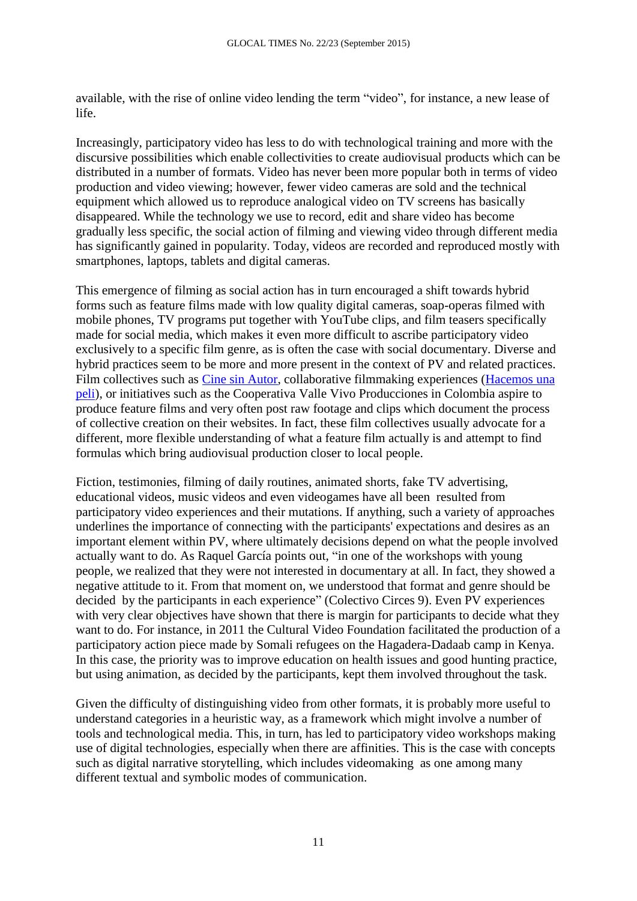available, with the rise of online video lending the term "video", for instance, a new lease of life.

Increasingly, participatory video has less to do with technological training and more with the discursive possibilities which enable collectivities to create audiovisual products which can be distributed in a number of formats. Video has never been more popular both in terms of video production and video viewing; however, fewer video cameras are sold and the technical equipment which allowed us to reproduce analogical video on TV screens has basically disappeared. While the technology we use to record, edit and share video has become gradually less specific, the social action of filming and viewing video through different media has significantly gained in popularity. Today, videos are recorded and reproduced mostly with smartphones, laptops, tablets and digital cameras.

This emergence of filming as social action has in turn encouraged a shift towards hybrid forms such as feature films made with low quality digital cameras, soap-operas filmed with mobile phones, TV programs put together with YouTube clips, and film teasers specifically made for social media, which makes it even more difficult to ascribe participatory video exclusively to a specific film genre, as is often the case with social documentary. Diverse and hybrid practices seem to be more and more present in the context of PV and related practices. Film collectives such as Cine sin Autor, collaborative filmmaking experiences (Hacemos una peli), or initiatives such as the Cooperativa Valle Vivo Producciones in Colombia aspire to produce feature films and very often post raw footage and clips which document the process of collective creation on their websites. In fact, these film collectives usually advocate for a different, more flexible understanding of what a feature film actually is and attempt to find formulas which bring audiovisual production closer to local people.

Fiction, testimonies, filming of daily routines, animated shorts, fake TV advertising, educational videos, music videos and even videogames have all been resulted from participatory video experiences and their mutations. If anything, such a variety of approaches underlines the importance of connecting with the participants' expectations and desires as an important element within PV, where ultimately decisions depend on what the people involved actually want to do. As Raquel García points out, "in one of the workshops with young people, we realized that they were not interested in documentary at all. In fact, they showed a negative attitude to it. From that moment on, we understood that format and genre should be decided by the participants in each experience" (Colectivo Circes 9). Even PV experiences with very clear objectives have shown that there is margin for participants to decide what they want to do. For instance, in 2011 the Cultural Video Foundation facilitated the production of a participatory action piece made by Somali refugees on the Hagadera-Dadaab camp in Kenya. In this case, the priority was to improve education on health issues and good hunting practice, but using animation, as decided by the participants, kept them involved throughout the task.

Given the difficulty of distinguishing video from other formats, it is probably more useful to understand categories in a heuristic way, as a framework which might involve a number of tools and technological media. This, in turn, has led to participatory video workshops making use of digital technologies, especially when there are affinities. This is the case with concepts such as digital narrative storytelling, which includes videomaking as one among many different textual and symbolic modes of communication.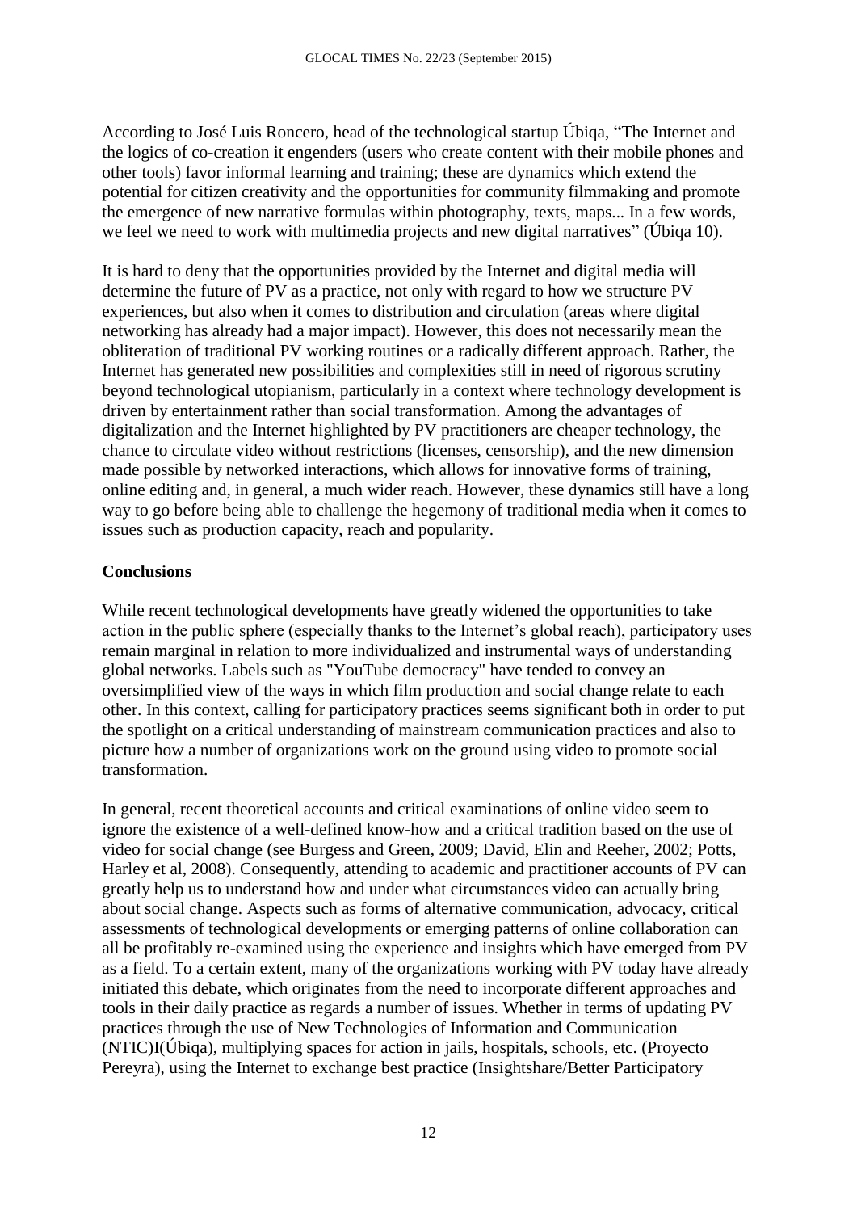According to José Luis Roncero, head of the technological startup Úbiqa, "The Internet and the logics of co-creation it engenders (users who create content with their mobile phones and other tools) favor informal learning and training; these are dynamics which extend the potential for citizen creativity and the opportunities for community filmmaking and promote the emergence of new narrative formulas within photography, texts, maps... In a few words, we feel we need to work with multimedia projects and new digital narratives" (Úbiqa 10).

It is hard to deny that the opportunities provided by the Internet and digital media will determine the future of PV as a practice, not only with regard to how we structure PV experiences, but also when it comes to distribution and circulation (areas where digital networking has already had a major impact). However, this does not necessarily mean the obliteration of traditional PV working routines or a radically different approach. Rather, the Internet has generated new possibilities and complexities still in need of rigorous scrutiny beyond technological utopianism, particularly in a context where technology development is driven by entertainment rather than social transformation. Among the advantages of digitalization and the Internet highlighted by PV practitioners are cheaper technology, the chance to circulate video without restrictions (licenses, censorship), and the new dimension made possible by networked interactions, which allows for innovative forms of training, online editing and, in general, a much wider reach. However, these dynamics still have a long way to go before being able to challenge the hegemony of traditional media when it comes to issues such as production capacity, reach and popularity.

## Conclusions

While recent technological developments have greatly widened the opportunities to take action in the public sphere (especially thanks to the Internet's global reach), participatory uses remain marginal in relation to more individualized and instrumental ways of understanding global networks. Labels such as "YouTube democracy" have tended to convey an oversimplified view of the ways in which film production and social change relate to each other. In this context, calling for participatory practices seems significant both in order to put the spotlight on a critical understanding of mainstream communication practices and also to picture how a number of organizations work on the ground using video to promote social transformation.

In general, recent theoretical accounts and critical examinations of online video seem to ignore the existence of a well-defined know-how and a critical tradition based on the use of video for social change (see Burgess and Green, 2009; David, Elin and Reeher, 2002; Potts, Harley et al, 2008). Consequently, attending to academic and practitioner accounts of PV can greatly help us to understand how and under what circumstances video can actually bring about social change. Aspects such as forms of alternative communication, advocacy, critical assessments of technological developments or emerging patterns of online collaboration can all be profitably re-examined using the experience and insights which have emerged from PV as a field. To a certain extent, many of the organizations working with PV today have already initiated this debate, which originates from the need to incorporate different approaches and tools in their daily practice as regards a number of issues. Whether in terms of updating PV practices through the use of New Technologies of Information and Communication (NTIC)I(Úbiqa), multiplying spaces for action in jails, hospitals, schools, etc. (Proyecto Pereyra), using the Internet to exchange best practice (Insightshare/Better Participatory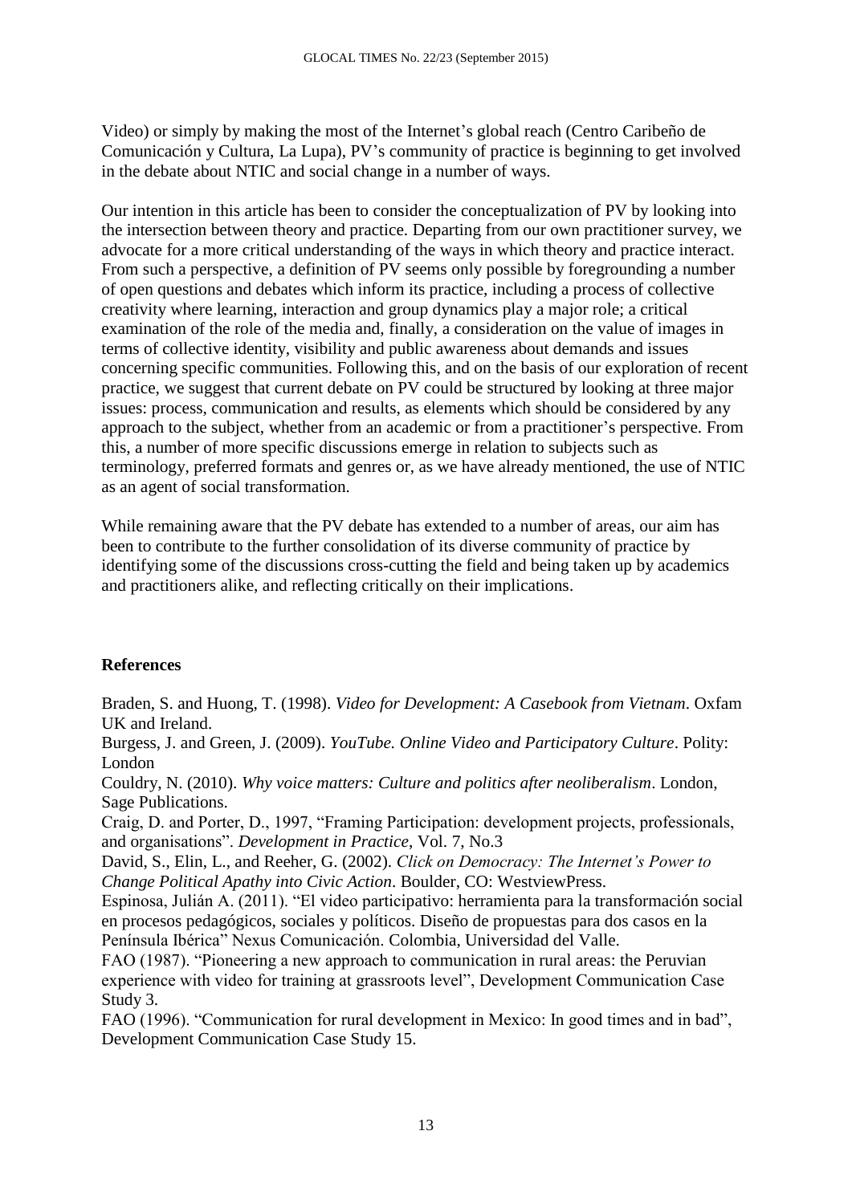Video) or simply by making the most of the Internet's global reach (Centro Caribeño de Comunicación y Cultura, La Lupa), PV's community of practice is beginning to get involved in the debate about NTIC and social change in a number of ways.

Our intention in this article has been to consider the conceptualization of PV by looking into the intersection between theory and practice. Departing from our own practitioner survey, we advocate for a more critical understanding of the ways in which theory and practice interact. From such a perspective, a definition of PV seems only possible by foregrounding a number of open questions and debates which inform its practice, including a process of collective creativity where learning, interaction and group dynamics play a major role; a critical examination of the role of the media and, finally, a consideration on the value of images in terms of collective identity, visibility and public awareness about demands and issues concerning specific communities. Following this, and on the basis of our exploration of recent practice, we suggest that current debate on PV could be structured by looking at three major issues: process, communication and results, as elements which should be considered by any approach to the subject, whether from an academic or from a practitioner's perspective. From this, a number of more specific discussions emerge in relation to subjects such as terminology, preferred formats and genres or, as we have already mentioned, the use of NTIC as an agent of social transformation.

While remaining aware that the PV debate has extended to a number of areas, our aim has been to contribute to the further consolidation of its diverse community of practice by identifying some of the discussions cross-cutting the field and being taken up by academics and practitioners alike, and reflecting critically on their implications.

**References**

Braden, S. and Huong, T. (1998). *Video for Development: A Casebook from Vietnam*. Oxfam UK and Ireland.

Burgess, J. and Green, J. (2009). *YouTube. Online Video and Participatory Culture*. Polity: London

Couldry, N. (2010). *Why voice matters: Culture and politics after neoliberalism*. London, Sage Publications.

Craig, D. and Porter, D., 1997, "Framing Participation: development projects, professionals, and organisations". *Development in Practice*, Vol. 7, No.3

David, S., Elin, L., and Reeher, G. (2002). *Click on Democracy: The Internet's Power to Change Political Apathy into Civic Action*. Boulder, CO: WestviewPress.

Espinosa, Julián A. (2011). "El video participativo: herramienta para la transformación social en procesos pedagógicos, sociales y políticos. Diseño de propuestas para dos casos en la Península Ibérica" Nexus Comunicación. Colombia, Universidad del Valle.

FAO (1987). "Pioneering a new approach to communication in rural areas: the Peruvian experience with video for training at grassroots level", Development Communication Case Study 3.

FAO (1996). "Communication for rural development in Mexico: In good times and in bad", Development Communication Case Study 15.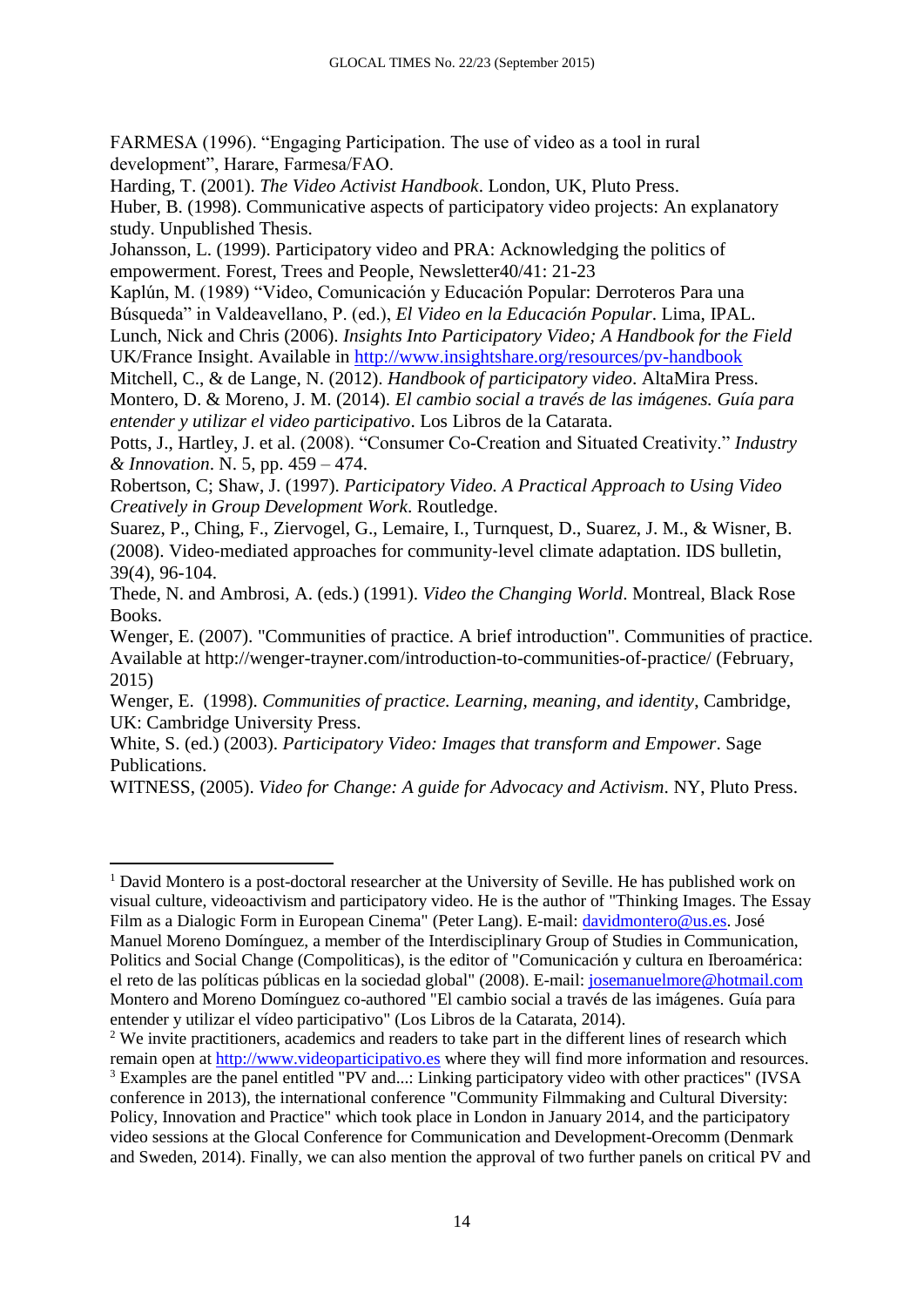FARMESA (1996). “Engaging Participation. The use of video as a tool in rural development”, Harare, Farmesa/FAO.

Harding, T. (2001). *The Video Activist Handbook*. London, UK, Pluto Press.

Huber, B. (1998). Communicative aspects of participatory video projects: An explanatory study. Unpublished Thesis.

Johansson, L. (1999). Participatory video and PRA: Acknowledging the politics of empowerment. Forest, Trees and People, Newsletter40/41: 21-23

Kaplún, M. (1989) “Video, Comunicación y Educación Popular: Derroteros Para una Búsqueda” in Valdeavellano, P. (ed.), *El Video en la Educación Popular*. Lima, IPAL.

Lunch, Nick and Chris (2006). *Insights Into Participatory Video; A Handbook for the Field* UK/France Insight. Available in http://www.insightshare.org/resources/pv-handbook

Mitchell, C., & de Lange, N. (2012). *Handbook of participatory video*. AltaMira Press.

Montero, D. & Moreno, J. M. (2014). *El cambio social a través de las imágenes. Guía para entender y utilizar el video participativo*. Los Libros de la Catarata.

Potts, J., Hartley, J. et al. (2008). “Consumer Co-Creation and Situated Creativity.” *Industry & Innovation*. N. 5, pp. 459 – 474.

Robertson, C; Shaw, J. (1997). *Participatory Video. A Practical Approach to Using Video Creatively in Group Development Work*. Routledge.

Suarez, P., Ching, F., Ziervogel, G., Lemaire, I., Turnquest, D., Suarez, J. M., & Wisner, B. (2008). Video-mediated approaches for community-level climate adaptation. IDS bulletin, 39(4), 96-104.

Thede, N. and Ambrosi, A. (eds.) (1991). *Video the Changing World*. Montreal, Black Rose Books.

Wenger, E. (2007). "Communities of practice. A brief introduction". Communities of practice. Available at http://wenger-trayner.com/introduction-to-communities-of-practice/ (February, 2015)

Wenger, E. (1998). *Communities of practice. Learning, meaning, and identity*, Cambridge, UK: Cambridge University Press.

White, S. (ed.) (2003). *Participatory Video: Images that transform and Empower*. Sage Publications.

WITNESS, (2005). *Video for Change: A guide for Advocacy and Activism*. NY, Pluto Press.

---

[1] David Montero is a post-doctoral researcher at the University of Seville. He has published work on visual culture, videoactivism and participatory video. He is the author of "Thinking Images. The Essay Film as a Dialogic Form in European Cinema" (Peter Lang). E-mail: davidmontero@us.es. José Manuel Moreno Domínguez, a member of the Interdisciplinary Group of Studies in Communication, Politics and Social Change (Compoliticas), is the editor of "Comunicación y cultura en Iberoamérica: el reto de las políticas públicas en la sociedad global" (2008). E-mail: josemanuelmore@hotmail.com Montero and Moreno Domínguez co-authored "El cambio social a través de las imágenes. Guía para entender y utilizar el vídeo participativo" (Los Libros de la Catarata, 2014).

[2] We invite practitioners, academics and readers to take part in the different lines of research which remain open at http://www.videoparticipativo.es where they will find more information and resources.

[3] Examples are the panel entitled "PV and...: Linking participatory video with other practices" (IVSA conference in 2013), the international conference "Community Filmmaking and Cultural Diversity: Policy, Innovation and Practice" which took place in London in January 2014, and the participatory video sessions at the Glocal Conference for Communication and Development-Orecomm (Denmark and Sweden, 2014). Finally, we can also mention the approval of two further panels on critical PV and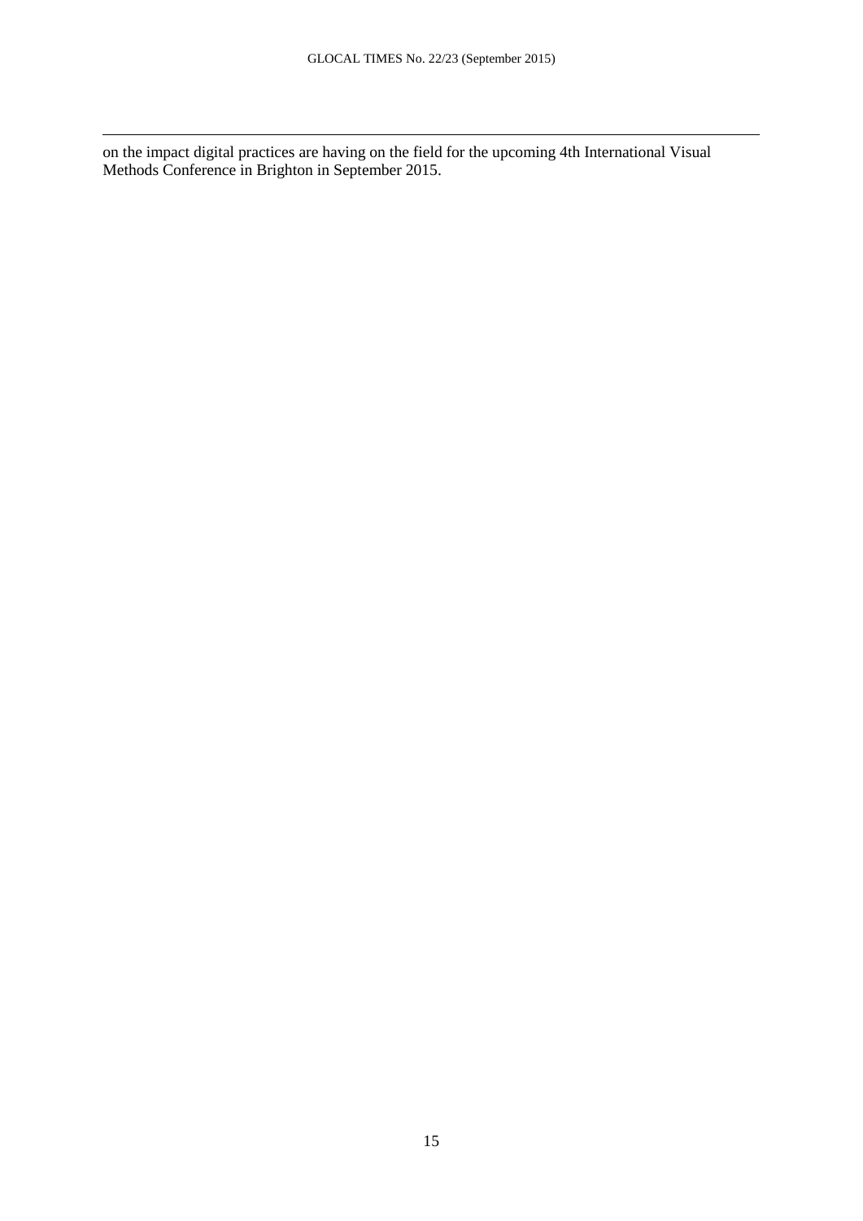on the impact digital practices are having on the field for the upcoming 4th International Visual Methods Conference in Brighton in September 2015.